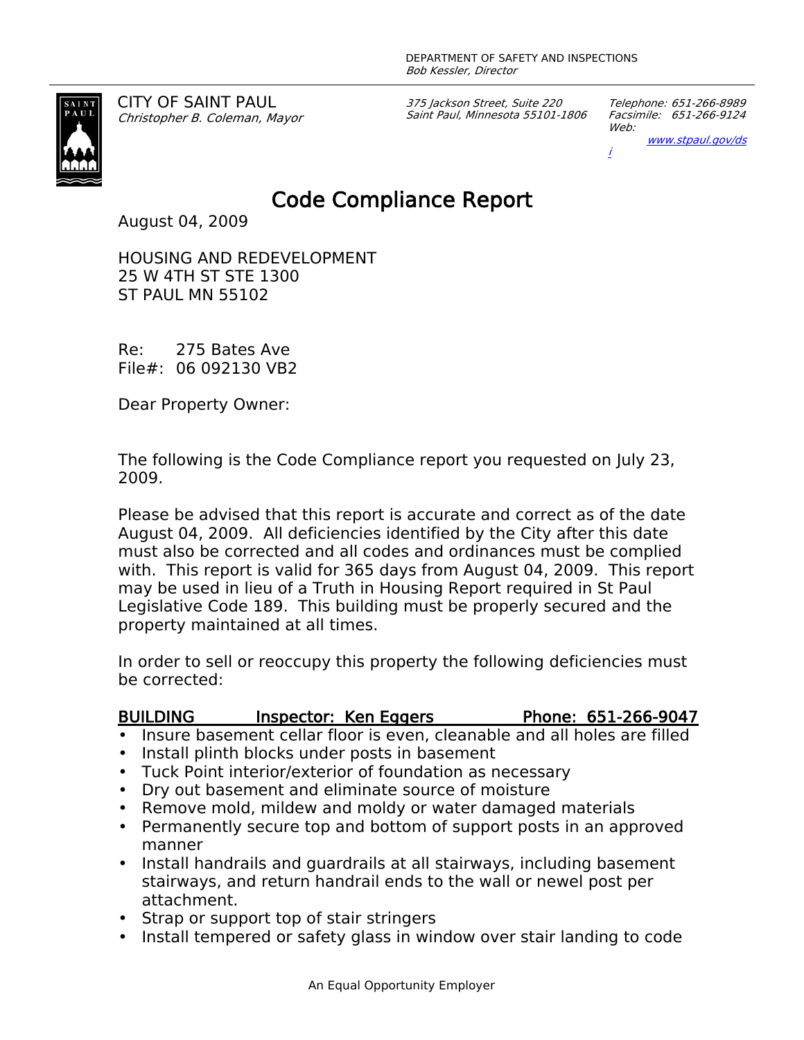DEPARTMENT OF SAFETY AND INSPECTIONS
*Bob Kessler, Director*

CITY OF SAINT PAUL
*Christopher B. Coleman, Mayor*

*375 Jackson Street, Suite 220*
*Saint Paul, Minnesota 55101-1806*

*Telephone: 651-266-8989*
*Facsimile: 651-266-9124*
*Web: www.stpaul.gov/dsi*

# Code Compliance Report

August 04, 2009

HOUSING AND REDEVELOPMENT
25 W 4TH ST STE 1300
ST PAUL MN 55102

Re: 275 Bates Ave
File#: 06 092130 VB2

Dear Property Owner:

The following is the Code Compliance report you requested on July 23, 2009.

Please be advised that this report is accurate and correct as of the date August 04, 2009. All deficiencies identified by the City after this date must also be corrected and all codes and ordinances must be complied with. This report is valid for 365 days from August 04, 2009. This report may be used in lieu of a Truth in Housing Report required in St Paul Legislative Code 189. This building must be properly secured and the property maintained at all times.

In order to sell or reoccupy this property the following deficiencies must be corrected:

**BUILDING Inspector: Ken Eggers Phone: 651-266-9047**

- Insure basement cellar floor is even, cleanable and all holes are filled
- Install plinth blocks under posts in basement
- Tuck Point interior/exterior of foundation as necessary
- Dry out basement and eliminate source of moisture
- Remove mold, mildew and moldy or water damaged materials
- Permanently secure top and bottom of support posts in an approved manner
- Install handrails and guardrails at all stairways, including basement stairways, and return handrail ends to the wall or newel post per attachment.
- Strap or support top of stair stringers
- Install tempered or safety glass in window over stair landing to code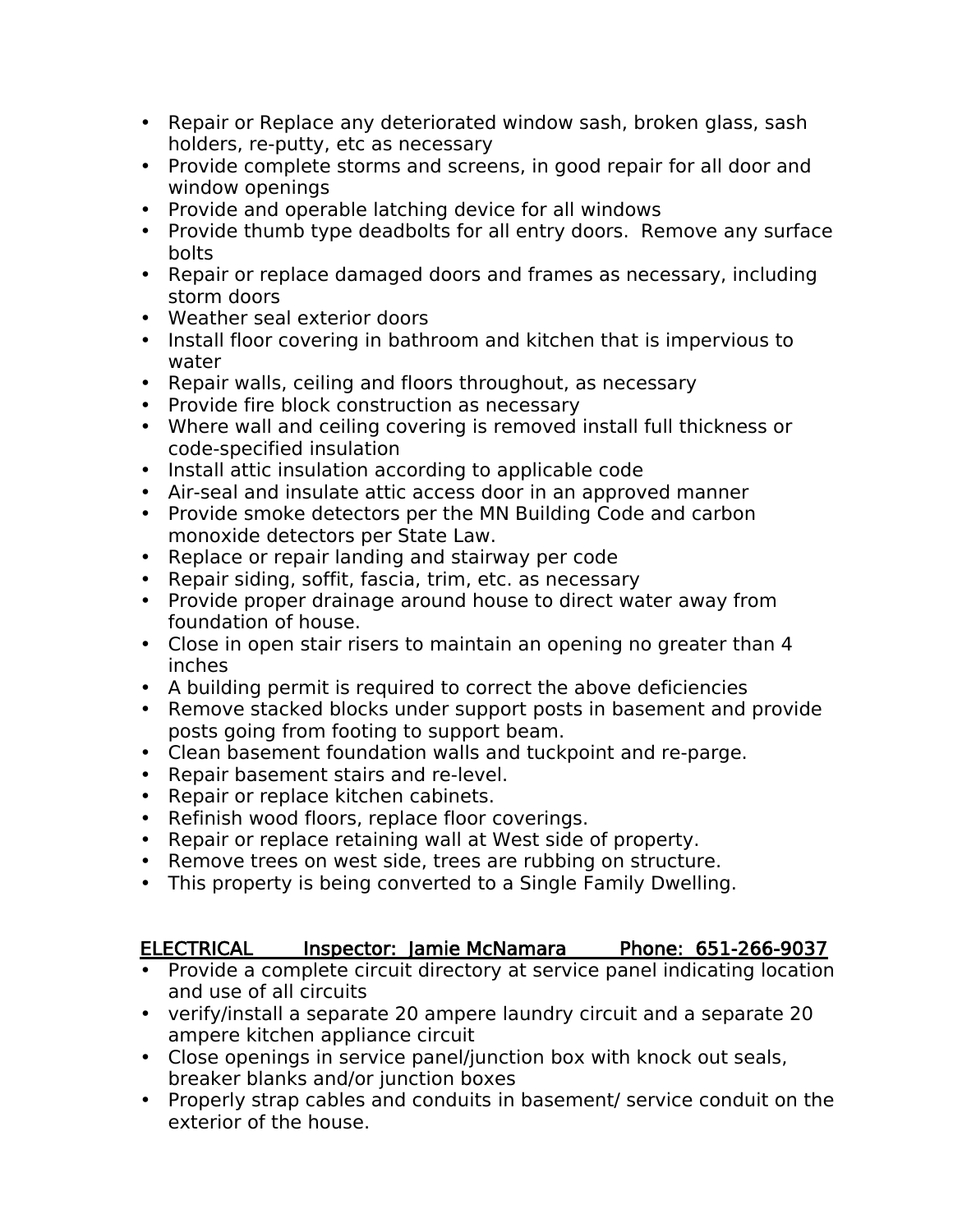- Repair or Replace any deteriorated window sash, broken glass, sash holders, re-putty, etc as necessary
- Provide complete storms and screens, in good repair for all door and window openings
- Provide and operable latching device for all windows
- Provide thumb type deadbolts for all entry doors.  Remove any surface bolts
- Repair or replace damaged doors and frames as necessary, including storm doors
- Weather seal exterior doors
- Install floor covering in bathroom and kitchen that is impervious to water
- Repair walls, ceiling and floors throughout, as necessary
- Provide fire block construction as necessary
- Where wall and ceiling covering is removed install full thickness or code-specified insulation
- Install attic insulation according to applicable code
- Air-seal and insulate attic access door in an approved manner
- Provide smoke detectors per the MN Building Code and carbon monoxide detectors per State Law.
- Replace or repair landing and stairway per code
- Repair siding, soffit, fascia, trim, etc. as necessary
- Provide proper drainage around house to direct water away from foundation of house.
- Close in open stair risers to maintain an opening no greater than 4 inches
- A building permit is required to correct the above deficiencies
- Remove stacked blocks under support posts in basement and provide posts going from footing to support beam.
- Clean basement foundation walls and tuckpoint and re-parge.
- Repair basement stairs and re-level.
- Repair or replace kitchen cabinets.
- Refinish wood floors, replace floor coverings.
- Repair or replace retaining wall at West side of property.
- Remove trees on west side, trees are rubbing on structure.
- This property is being converted to a Single Family Dwelling.

ELECTRICAL        Inspector:  Jamie McNamara        Phone:  651-266-9037

- Provide a complete circuit directory at service panel indicating location and use of all circuits
- verify/install a separate 20 ampere laundry circuit and a separate 20 ampere kitchen appliance circuit
- Close openings in service panel/junction box with knock out seals, breaker blanks and/or junction boxes
- Properly strap cables and conduits in basement/ service conduit on the exterior of the house.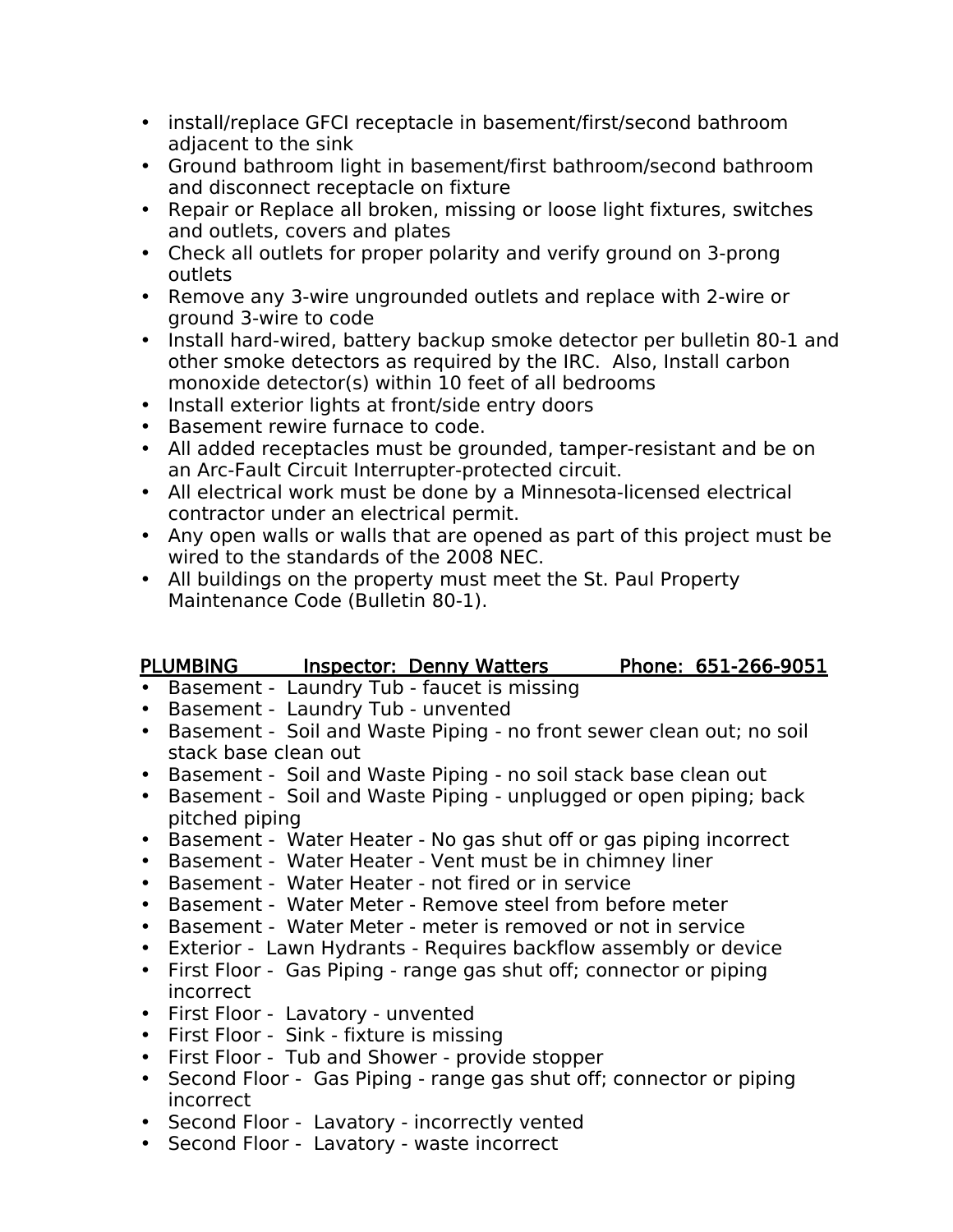- install/replace GFCI receptacle in basement/first/second bathroom adjacent to the sink
- Ground bathroom light in basement/first bathroom/second bathroom and disconnect receptacle on fixture
- Repair or Replace all broken, missing or loose light fixtures, switches and outlets, covers and plates
- Check all outlets for proper polarity and verify ground on 3-prong outlets
- Remove any 3-wire ungrounded outlets and replace with 2-wire or ground 3-wire to code
- Install hard-wired, battery backup smoke detector per bulletin 80-1 and other smoke detectors as required by the IRC. Also, Install carbon monoxide detector(s) within 10 feet of all bedrooms
- Install exterior lights at front/side entry doors
- Basement rewire furnace to code.
- All added receptacles must be grounded, tamper-resistant and be on an Arc-Fault Circuit Interrupter-protected circuit.
- All electrical work must be done by a Minnesota-licensed electrical contractor under an electrical permit.
- Any open walls or walls that are opened as part of this project must be wired to the standards of the 2008 NEC.
- All buildings on the property must meet the St. Paul Property Maintenance Code (Bulletin 80-1).

<u>PLUMBING Inspector: Denny Watters Phone: 651-266-9051</u>

- Basement - Laundry Tub - faucet is missing
- Basement - Laundry Tub - unvented
- Basement - Soil and Waste Piping - no front sewer clean out; no soil stack base clean out
- Basement - Soil and Waste Piping - no soil stack base clean out
- Basement - Soil and Waste Piping - unplugged or open piping; back pitched piping
- Basement - Water Heater - No gas shut off or gas piping incorrect
- Basement - Water Heater - Vent must be in chimney liner
- Basement - Water Heater - not fired or in service
- Basement - Water Meter - Remove steel from before meter
- Basement - Water Meter - meter is removed or not in service
- Exterior - Lawn Hydrants - Requires backflow assembly or device
- First Floor - Gas Piping - range gas shut off; connector or piping incorrect
- First Floor - Lavatory - unvented
- First Floor - Sink - fixture is missing
- First Floor - Tub and Shower - provide stopper
- Second Floor - Gas Piping - range gas shut off; connector or piping incorrect
- Second Floor - Lavatory - incorrectly vented
- Second Floor - Lavatory - waste incorrect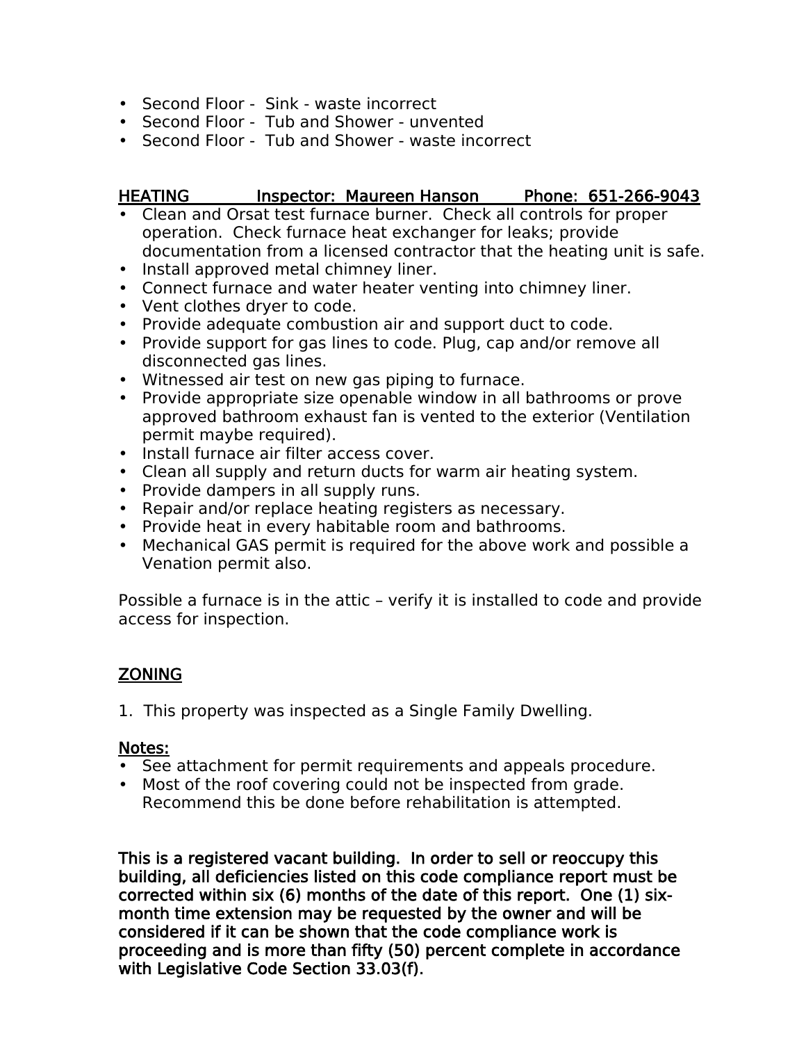- Second Floor - Sink - waste incorrect
- Second Floor - Tub and Shower - unvented
- Second Floor - Tub and Shower - waste incorrect

<u>HEATING Inspector: Maureen Hanson Phone: 651-266-9043</u>

- Clean and Orsat test furnace burner. Check all controls for proper operation. Check furnace heat exchanger for leaks; provide documentation from a licensed contractor that the heating unit is safe.
- Install approved metal chimney liner.
- Connect furnace and water heater venting into chimney liner.
- Vent clothes dryer to code.
- Provide adequate combustion air and support duct to code.
- Provide support for gas lines to code. Plug, cap and/or remove all disconnected gas lines.
- Witnessed air test on new gas piping to furnace.
- Provide appropriate size openable window in all bathrooms or prove approved bathroom exhaust fan is vented to the exterior (Ventilation permit maybe required).
- Install furnace air filter access cover.
- Clean all supply and return ducts for warm air heating system.
- Provide dampers in all supply runs.
- Repair and/or replace heating registers as necessary.
- Provide heat in every habitable room and bathrooms.
- Mechanical GAS permit is required for the above work and possible a Venation permit also.

Possible a furnace is in the attic – verify it is installed to code and provide access for inspection.

<u>ZONING</u>

1. This property was inspected as a Single Family Dwelling.

<u>Notes:</u>

- See attachment for permit requirements and appeals procedure.
- Most of the roof covering could not be inspected from grade. Recommend this be done before rehabilitation is attempted.

**This is a registered vacant building. In order to sell or reoccupy this building, all deficiencies listed on this code compliance report must be corrected within six (6) months of the date of this report. One (1) six-month time extension may be requested by the owner and will be considered if it can be shown that the code compliance work is proceeding and is more than fifty (50) percent complete in accordance with Legislative Code Section 33.03(f).**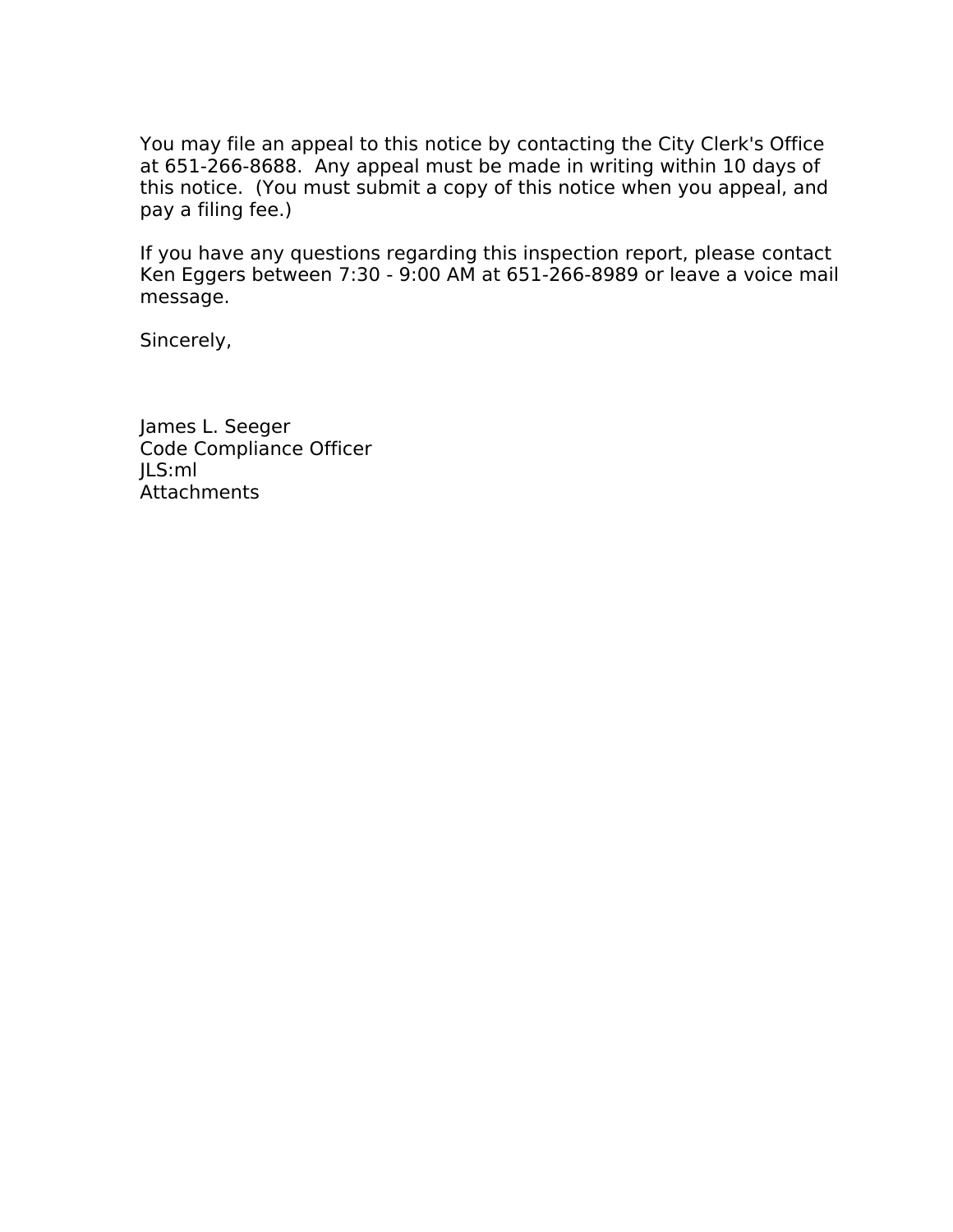You may file an appeal to this notice by contacting the City Clerk's Office at 651-266-8688. Any appeal must be made in writing within 10 days of this notice. (You must submit a copy of this notice when you appeal, and pay a filing fee.)

If you have any questions regarding this inspection report, please contact Ken Eggers between 7:30 - 9:00 AM at 651-266-8989 or leave a voice mail message.

Sincerely,

James L. Seeger
Code Compliance Officer
JLS:ml
Attachments